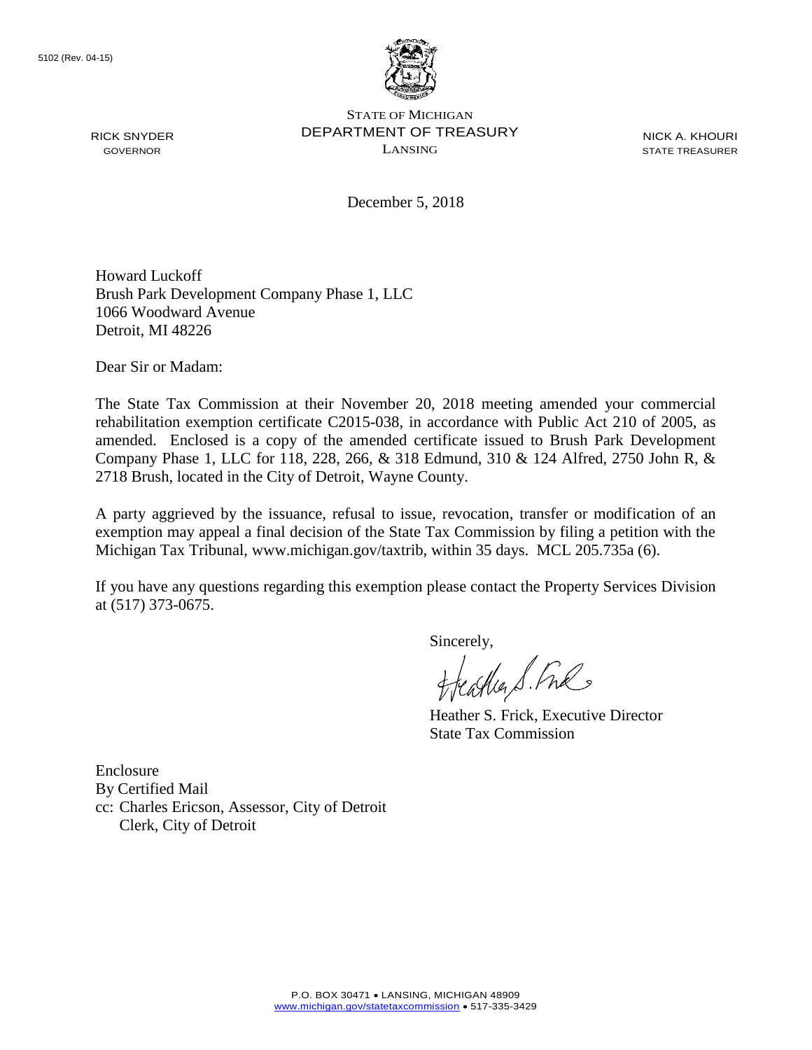5102 (Rev. 04-15)

RICK SNYDER
GOVERNOR

STATE OF MICHIGAN
DEPARTMENT OF TREASURY
LANSING

NICK A. KHOURI
STATE TREASURER

December 5, 2018

Howard Luckoff
Brush Park Development Company Phase 1, LLC
1066 Woodward Avenue
Detroit, MI 48226

Dear Sir or Madam:

The State Tax Commission at their November 20, 2018 meeting amended your commercial rehabilitation exemption certificate C2015-038, in accordance with Public Act 210 of 2005, as amended. Enclosed is a copy of the amended certificate issued to Brush Park Development Company Phase 1, LLC for 118, 228, 266, & 318 Edmund, 310 & 124 Alfred, 2750 John R, & 2718 Brush, located in the City of Detroit, Wayne County.

A party aggrieved by the issuance, refusal to issue, revocation, transfer or modification of an exemption may appeal a final decision of the State Tax Commission by filing a petition with the Michigan Tax Tribunal, www.michigan.gov/taxtrib, within 35 days. MCL 205.735a (6).

If you have any questions regarding this exemption please contact the Property Services Division at (517) 373-0675.

Sincerely,

Heather S. Frick, Executive Director
State Tax Commission

Enclosure
By Certified Mail
cc: Charles Ericson, Assessor, City of Detroit
Clerk, City of Detroit

P.O. BOX 30471 • LANSING, MICHIGAN 48909
www.michigan.gov/statetaxcommission • 517-335-3429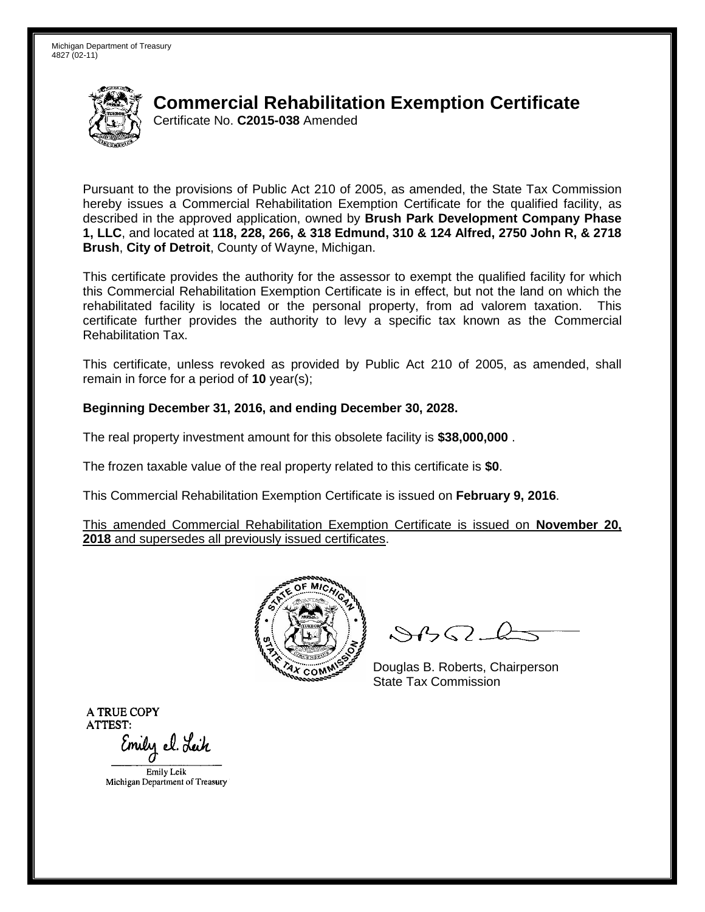Michigan Department of Treasury
4827 (02-11)

# Commercial Rehabilitation Exemption Certificate

Certificate No. **C2015-038** Amended

Pursuant to the provisions of Public Act 210 of 2005, as amended, the State Tax Commission hereby issues a Commercial Rehabilitation Exemption Certificate for the qualified facility, as described in the approved application, owned by **Brush Park Development Company Phase 1, LLC**, and located at **118, 228, 266, & 318 Edmund, 310 & 124 Alfred, 2750 John R, & 2718 Brush**, **City of Detroit**, County of Wayne, Michigan.

This certificate provides the authority for the assessor to exempt the qualified facility for which this Commercial Rehabilitation Exemption Certificate is in effect, but not the land on which the rehabilitated facility is located or the personal property, from ad valorem taxation. This certificate further provides the authority to levy a specific tax known as the Commercial Rehabilitation Tax.

This certificate, unless revoked as provided by Public Act 210 of 2005, as amended, shall remain in force for a period of **10** year(s);

**Beginning December 31, 2016, and ending December 30, 2028.**

The real property investment amount for this obsolete facility is **$38,000,000** .

The frozen taxable value of the real property related to this certificate is **$0**.

This Commercial Rehabilitation Exemption Certificate is issued on **February 9, 2016**.

This amended Commercial Rehabilitation Exemption Certificate is issued on **November 20, 2018** and supersedes all previously issued certificates.

Douglas B. Roberts, Chairperson
State Tax Commission

A TRUE COPY
ATTEST:
Emily Leik
Michigan Department of Treasury